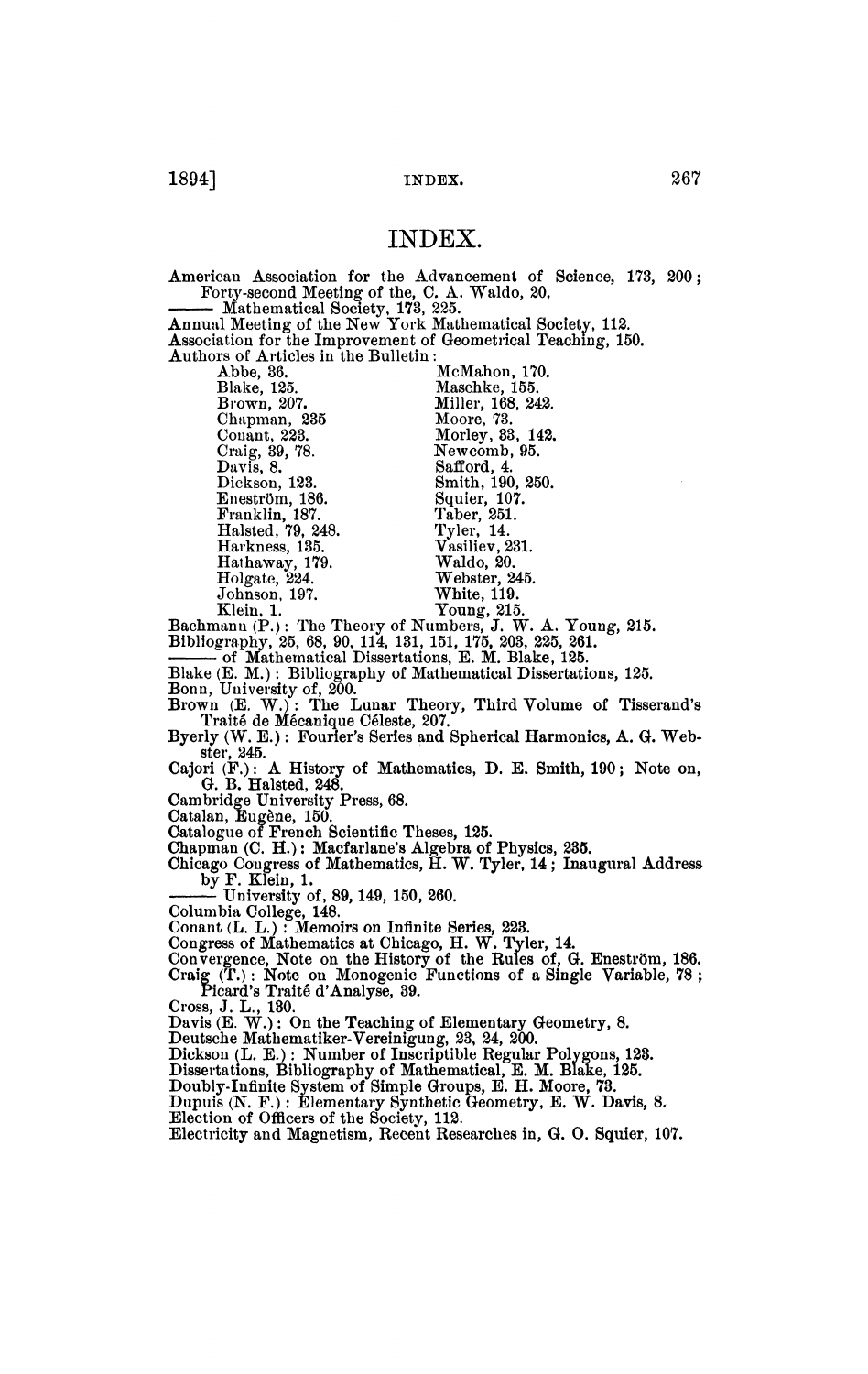# INDEX.

American Association for the Advancement of Science, 173, 200; Forty-second Meeting of the, C. A. Waldo, 20.
—— Mathematical Society, 173, 225.
Annual Meeting of the New York Mathematical Society, 112.
Association for the Improvement of Geometrical Teaching, 150.
Authors of Articles in the Bulletin:

Abbe, 36.
Blake, 125.
Brown, 207.
Chapman, 235
Conant, 223.
Craig, 39, 78.
Davis, 8.
Dickson, 123.
Eneström, 186.
Franklin, 187.
Halsted, 79, 248.
Harkness, 135.
Hathaway, 179.
Holgate, 224.
Johnson, 197.
Klein, 1.
McMahon, 170.
Maschke, 155.
Miller, 168, 242.
Moore, 73.
Morley, 33, 142.
Newcomb, 95.
Safford, 4.
Smith, 190, 250.
Squier, 107.
Taber, 251.
Tyler, 14.
Vasiliev, 231.
Waldo, 20.
Webster, 245.
White, 119.
Young, 215.

Bachmann (P.): The Theory of Numbers, J. W. A. Young, 215.
Bibliography, 25, 68, 90, 114, 131, 151, 175, 203, 225, 261.
—— of Mathematical Dissertations, E. M. Blake, 125.
Blake (E. M.): Bibliography of Mathematical Dissertations, 125.
Bonn, University of, 200.
Brown (E. W.): The Lunar Theory, Third Volume of Tisserand's Traité de Mécanique Céleste, 207.
Byerly (W. E.): Fourier's Series and Spherical Harmonics, A. G. Webster, 245.
Cajori (F.): A History of Mathematics, D. E. Smith, 190; Note on, G. B. Halsted, 248.
Cambridge University Press, 68.
Catalan, Eugène, 150.
Catalogue of French Scientific Theses, 125.
Chapman (C. H.): Macfarlane's Algebra of Physics, 235.
Chicago Congress of Mathematics, H. W. Tyler, 14; Inaugural Address by F. Klein, 1.
—— University of, 89, 149, 150, 260.
Columbia College, 148.
Conant (L. L.): Memoirs on Infinite Series, 223.
Congress of Mathematics at Chicago, H. W. Tyler, 14.
Convergence, Note on the History of the Rules of, G. Eneström, 186.
Craig (T.): Note on Monogenic Functions of a Single Variable, 78; Picard's Traité d'Analyse, 39.
Cross, J. L., 180.
Davis (E. W.): On the Teaching of Elementary Geometry, 8.
Deutsche Mathematiker-Vereinigung, 23, 24, 200.
Dickson (L. E.): Number of Inscriptible Regular Polygons, 123.
Dissertations, Bibliography of Mathematical, E. M. Blake, 125.
Doubly-Infinite System of Simple Groups, E. H. Moore, 73.
Dupuis (N. F.): Elementary Synthetic Geometry, E. W. Davis, 8.
Election of Officers of the Society, 112.
Electricity and Magnetism, Recent Researches in, G. O. Squier, 107.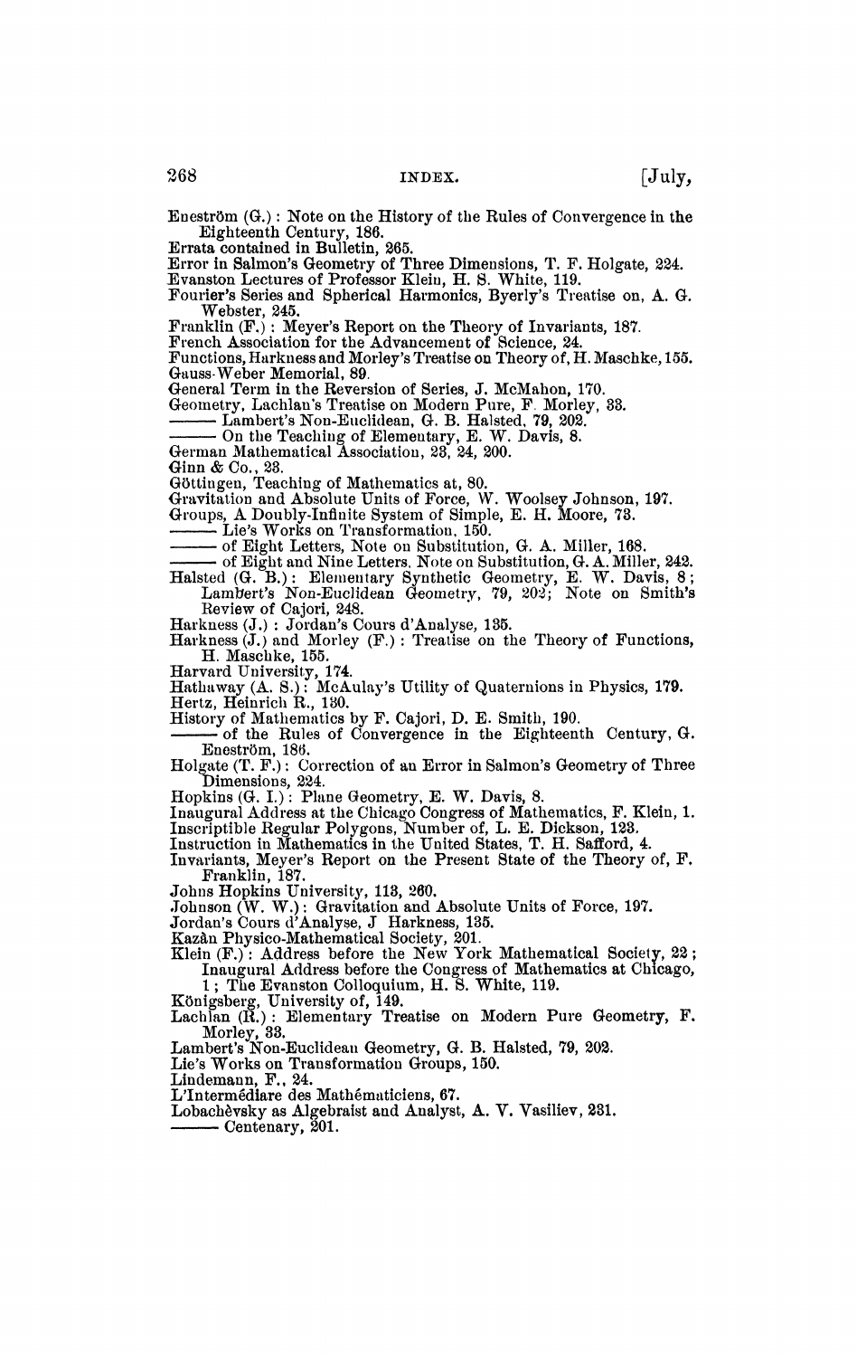Eneström (G.): Note on the History of the Rules of Convergence in the Eighteenth Century, 186.
Errata contained in Bulletin, 265.
Error in Salmon's Geometry of Three Dimensions, T. F. Holgate, 224.
Evanston Lectures of Professor Klein, H. S. White, 119.
Fourier's Series and Spherical Harmonics, Byerly's Treatise on, A. G. Webster, 245.
Franklin (F.): Meyer's Report on the Theory of Invariants, 187.
French Association for the Advancement of Science, 24.
Functions, Harkness and Morley's Treatise on Theory of, H. Maschke, 155.
Gauss-Weber Memorial, 89.
General Term in the Reversion of Series, J. McMahon, 170.
Geometry, Lachlan's Treatise on Modern Pure, F. Morley, 33.
——— Lambert's Non-Euclidean, G. B. Halsted, 79, 202.
——— On the Teaching of Elementary, E. W. Davis, 8.
German Mathematical Association, 23, 24, 200.
Ginn & Co., 23.
Göttingen, Teaching of Mathematics at, 80.
Gravitation and Absolute Units of Force, W. Woolsey Johnson, 197.
Groups, A Doubly-Infinite System of Simple, E. H. Moore, 73.
——— Lie's Works on Transformation, 150.
——— of Eight Letters, Note on Substitution, G. A. Miller, 168.
——— of Eight and Nine Letters, Note on Substitution, G. A. Miller, 242.
Halsted (G. B.): Elementary Synthetic Geometry, E. W. Davis, 8; Lambert's Non-Euclidean Geometry, 79, 202; Note on Smith's Review of Cajori, 248.
Harkness (J.): Jordan's Cours d'Analyse, 135.
Harkness (J.) and Morley (F.): Treatise on the Theory of Functions, H. Maschke, 155.
Harvard University, 174.
Hathaway (A. S.): McAulay's Utility of Quaternions in Physics, 179.
Hertz, Heinrich R., 180.
History of Mathematics by F. Cajori, D. E. Smith, 190.
——— of the Rules of Convergence in the Eighteenth Century, G. Eneström, 186.
Holgate (T. F.): Correction of an Error in Salmon's Geometry of Three Dimensions, 224.
Hopkins (G. I.): Plane Geometry, E. W. Davis, 8.
Inaugural Address at the Chicago Congress of Mathematics, F. Klein, 1.
Inscriptible Regular Polygons, Number of, L. E. Dickson, 123.
Instruction in Mathematics in the United States, T. H. Safford, 4.
Invariants, Meyer's Report on the Present State of the Theory of, F. Franklin, 187.
Johns Hopkins University, 113, 260.
Johnson (W. W.): Gravitation and Absolute Units of Force, 197.
Jordan's Cours d'Analyse, J. Harkness, 135.
Kazân Physico-Mathematical Society, 201.
Klein (F.): Address before the New York Mathematical Society, 22; Inaugural Address before the Congress of Mathematics at Chicago, 1; The Evanston Colloquium, H. S. White, 119.
Königsberg, University of, 149.
Lachlan (R.): Elementary Treatise on Modern Pure Geometry, F. Morley, 33.
Lambert's Non-Euclidean Geometry, G. B. Halsted, 79, 202.
Lie's Works on Transformation Groups, 150.
Lindemann, F., 24.
L'Intermédiare des Mathématiciens, 67.
Lobachèvsky as Algebraist and Analyst, A. V. Vasiliev, 231.
——— Centenary, 201.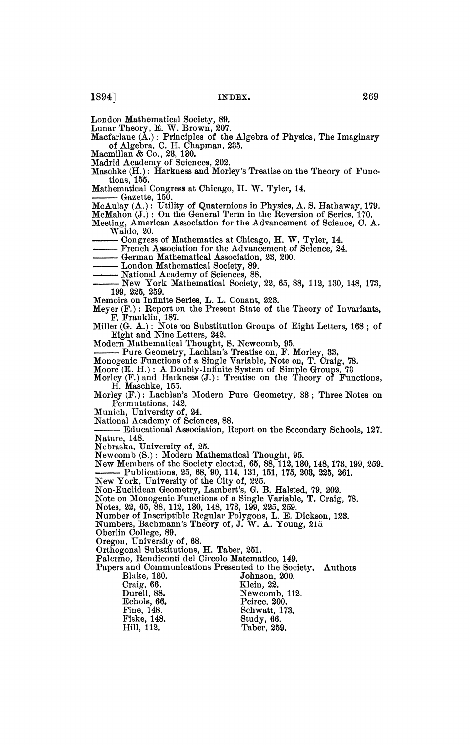London Mathematical Society, 89.
Lunar Theory, E. W. Brown, 207.
Macfarlane (A.): Principles of the Algebra of Physics, The Imaginary of Algebra, C. H. Chapman, 235.
Macmillan & Co., 23, 130.
Madrid Academy of Sciences, 202.
Maschke (H.): Harkness and Morley's Treatise on the Theory of Functions, 155.
Mathematical Congress at Chicago, H. W. Tyler, 14.
——— Gazette, 150.
McAulay (A.): Utility of Quaternions in Physics, A. S. Hathaway, 179.
McMahon (J.): On the General Term in the Reversion of Series, 170.
Meeting, American Association for the Advancement of Science, C. A. Waldo, 20.
——— Congress of Mathematics at Chicago, H. W. Tyler, 14.
——— French Association for the Advancement of Science, 24.
——— German Mathematical Association, 23, 200.
——— London Mathematical Society, 89.
——— National Academy of Sciences, 88.
——— New York Mathematical Society, 22, 65, 88, 112, 130, 148, 173, 199, 225, 259.
Memoirs on Infinite Series, L. L. Conant, 223.
Meyer (F.): Report on the Present State of the Theory of Invariants, F. Franklin, 187.
Miller (G. A.): Note on Substitution Groups of Eight Letters, 168; of Eight and Nine Letters, 242.
Modern Mathematical Thought, S. Newcomb, 95.
——— Pure Geometry, Lachlan's Treatise on, F. Morley, 33.
Monogenic Functions of a Single Variable, Note on, T. Craig, 78.
Moore (E. H.): A Doubly-Infinite System of Simple Groups, 73
Morley (F.) and Harkness (J.): Treatise on the Theory of Functions, H. Maschke, 155.
Morley (F.): Lachlan's Modern Pure Geometry, 33; Three Notes on Permutations, 142.
Munich, University of, 24.
National Academy of Sciences, 88.
——— Educational Association, Report on the Secondary Schools, 127.
Nature, 148.
Nebraska, University of, 25.
Newcomb (S.): Modern Mathematical Thought, 95.
New Members of the Society elected, 65, 88, 112, 130, 148, 173, 199, 259.
——— Publications, 25, 68, 90, 114, 131, 151, 175, 203, 225, 261.
New York, University of the City of, 225.
Non-Euclidean Geometry, Lambert's, G. B. Halsted, 79, 202.
Note on Monogenic Functions of a Single Variable, T. Craig, 78.
Notes, 22, 65, 88, 112, 130, 148, 173, 199, 225, 259.
Number of Inscriptible Regular Polygons, L. E. Dickson, 123.
Numbers, Bachmann's Theory of, J. W. A. Young, 215.
Oberlin College, 89.
Oregon, University of, 68.
Orthogonal Substitutions, H. Taber, 251.
Palermo, Rendiconti del Circolo Matematico, 149.
Papers and Communications Presented to the Society. Authors

Blake, 130.
Craig, 66.
Durell, 88.
Echols, 66.
Fine, 148.
Fiske, 148.
Hill, 112.
Johnson, 200.
Klein, 22.
Newcomb, 112.
Peirce, 200.
Schwatt, 173.
Study, 66.
Taber, 259.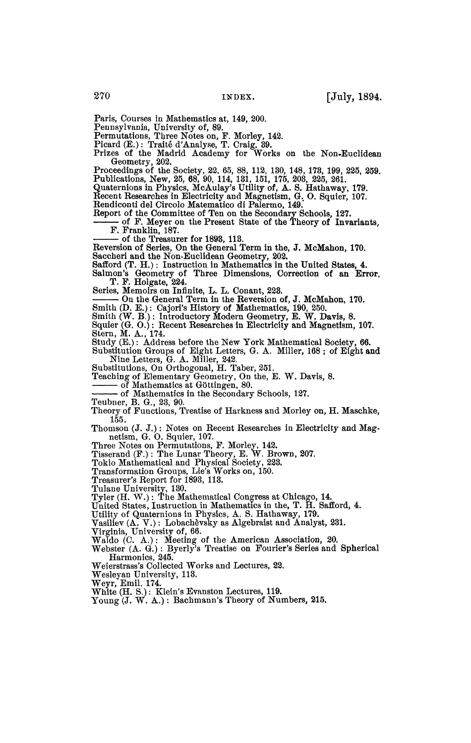Paris, Courses in Mathematics at, 149, 200.
Pennsylvania, University of, 89.
Permutations, Three Notes on, F. Morley, 142.
Picard (E.): Traité d'Analyse, T. Craig, 39.
Prizes of the Madrid Academy for Works on the Non-Euclidean Geometry, 202.
Proceedings of the Society, 22, 65, 88, 112, 130, 148, 173, 199, 225, 259.
Publications, New, 25, 68, 90, 114, 131, 151, 175, 203, 225, 261.
Quaternions in Physics, McAulay's Utility of, A. S. Hathaway, 179.
Recent Researches in Electricity and Magnetism, G. O. Squier, 107.
Rendiconti del Circolo Matematico di Palermo, 149.
Report of the Committee of Ten on the Secondary Schools, 127.
——— of F. Meyer on the Present State of the Theory of Invariants, F. Franklin, 187.
——— of the Treasurer for 1893, 113.
Reversion of Series, On the General Term in the, J. McMahon, 170.
Saccheri and the Non-Euclidean Geometry, 202.
Safford (T. H.): Instruction in Mathematics in the United States, 4.
Salmon's Geometry of Three Dimensions, Correction of an Error, T. F. Holgate, 224.
Series, Memoirs on Infinite, L. L. Conant, 228.
——— On the General Term in the Reversion of, J. McMahon, 170.
Smith (D. E.): Cajori's History of Mathematics, 190, 250.
Smith (W. B.): Introductory Modern Geometry, E. W. Davis, 8.
Squier (G. O.): Recent Researches in Electricity and Magnetism, 107.
Stern, M. A., 174.
Study (E.): Address before the New York Mathematical Society, 66.
Substitution Groups of Eight Letters, G. A. Miller, 168; of Eight and Nine Letters, G. A. Miller, 242.
Substitutions, On Orthogonal, H. Taber, 251.
Teaching of Elementary Geometry, On the, E. W. Davis, 8.
——— of Mathematics at Göttingen, 80.
——— of Mathematics in the Secondary Schools, 127.
Teubner, B. G., 23, 90.
Theory of Functions, Treatise of Harkness and Morley on, H. Maschke, 155.
Thomson (J. J.): Notes on Recent Researches in Electricity and Magnetism, G. O. Squier, 107.
Three Notes on Permutations, F. Morley, 142.
Tisserand (F.): The Lunar Theory, E. W. Brown, 207.
Tokio Mathematical and Physical Society, 223.
Transformation Groups, Lie's Works on, 150.
Treasurer's Report for 1893, 113.
Tulane University, 130.
Tyler (H. W.): The Mathematical Congress at Chicago, 14.
United States, Instruction in Mathematics in the, T. H. Safford, 4.
Utility of Quaternions in Physics, A. S. Hathaway, 179.
Vasiliev (A. V.): Lobachèvsky as Algebraist and Analyst, 231.
Virginia, University of, 66.
Waldo (C. A.): Meeting of the American Association, 20.
Webster (A. G.): Byerly's Treatise on Fourier's Series and Spherical Harmonics, 245.
Weierstrass's Collected Works and Lectures, 22.
Wesleyan University, 113.
Weyr, Emil, 174.
White (H. S.): Klein's Evanston Lectures, 119.
Young (J. W. A.): Bachmann's Theory of Numbers, 215.